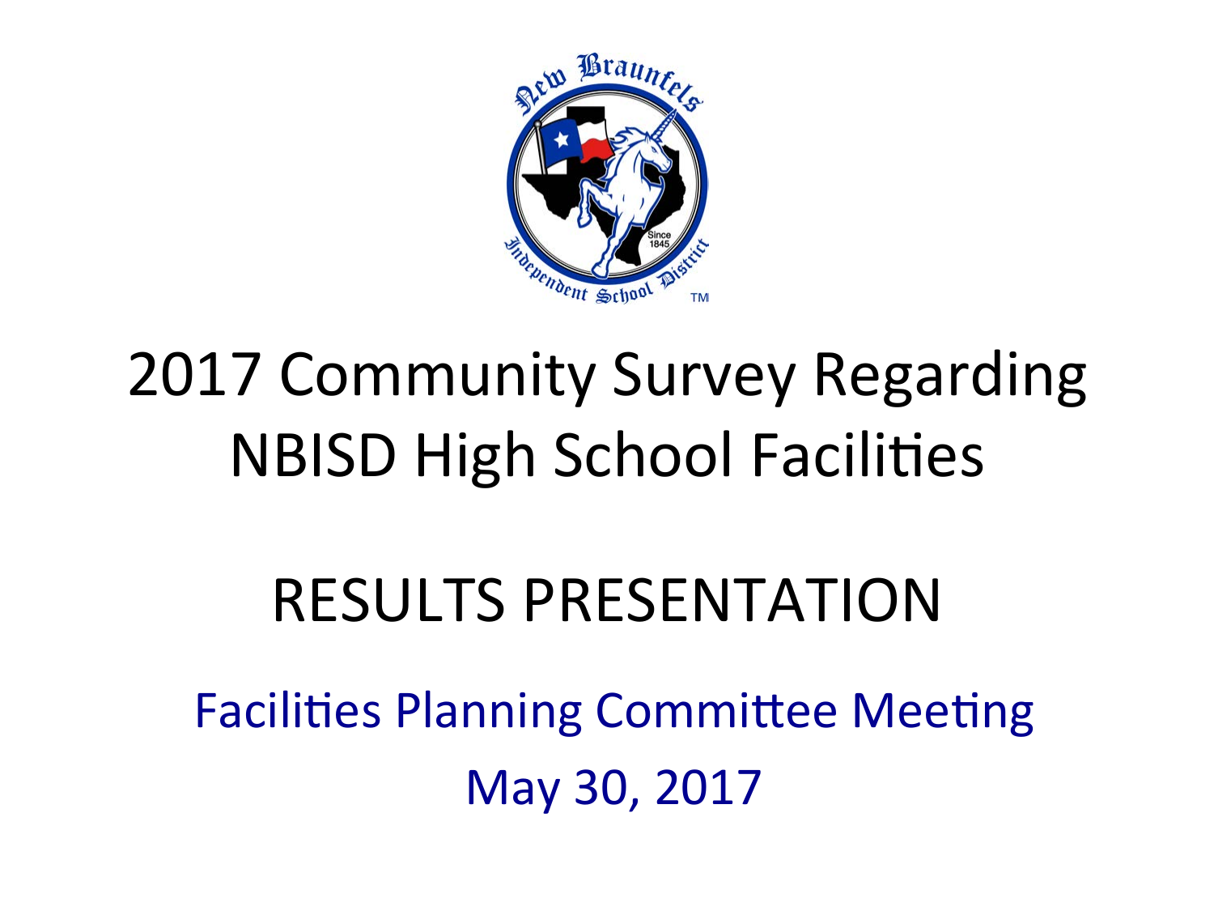# 2017 Community Survey Regarding NBISD High School Facilities

## RESULTS PRESENTATION

Facilities Planning Committee Meeting

May 30, 2017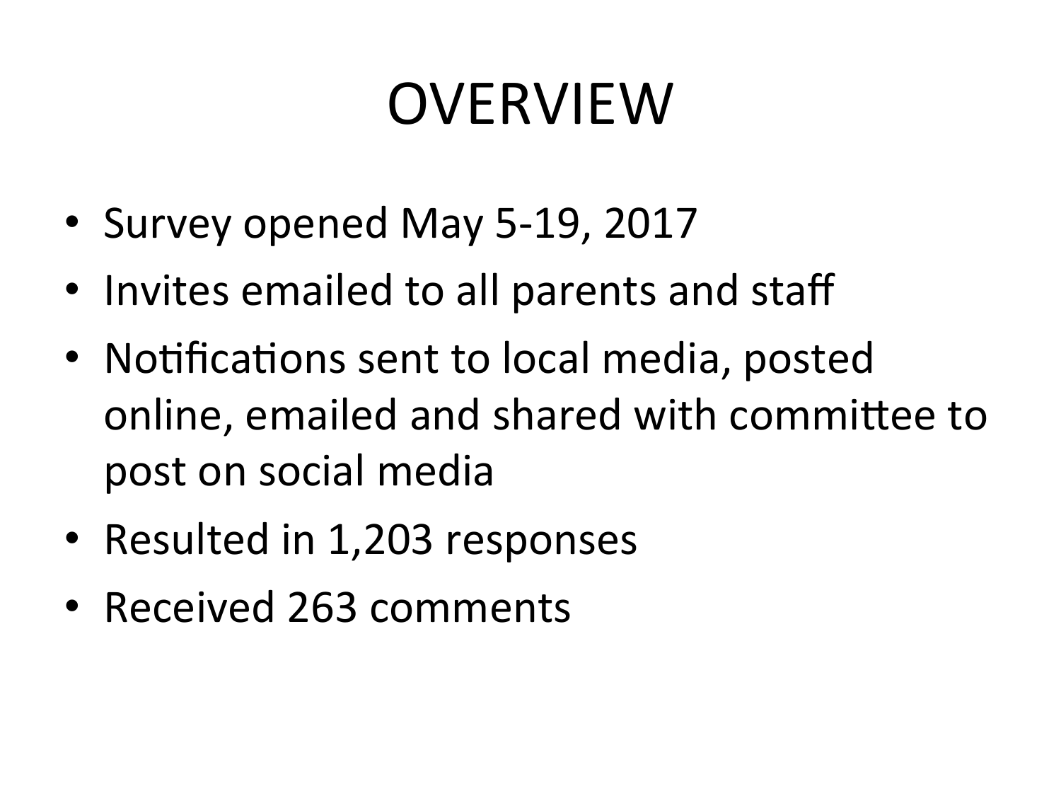# OVERVIEW

- Survey opened May 5-19, 2017
- Invites emailed to all parents and staff
- Notifications sent to local media, posted online, emailed and shared with committee to post on social media
- Resulted in 1,203 responses
- Received 263 comments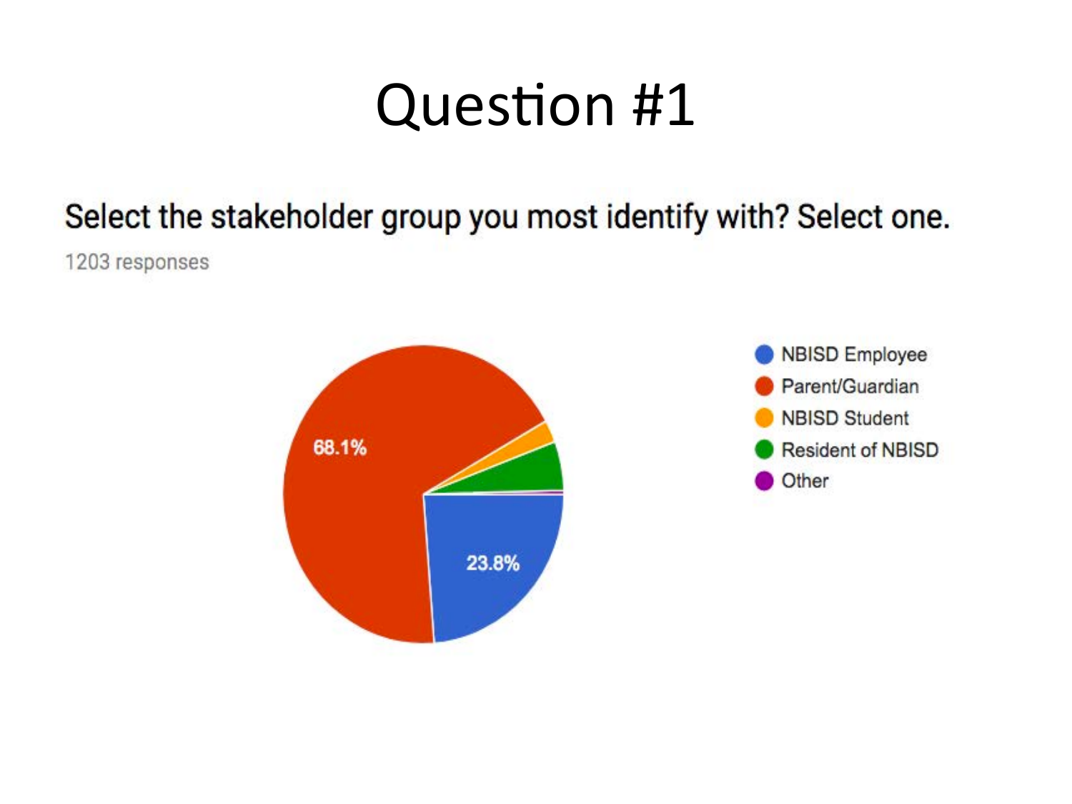# Question #1

Select the stakeholder group you most identify with? Select one.

1203 responses

- NBISD Employee
- Parent/Guardian
- NBISD Student
- Resident of NBISD
- Other

68.1%

23.8%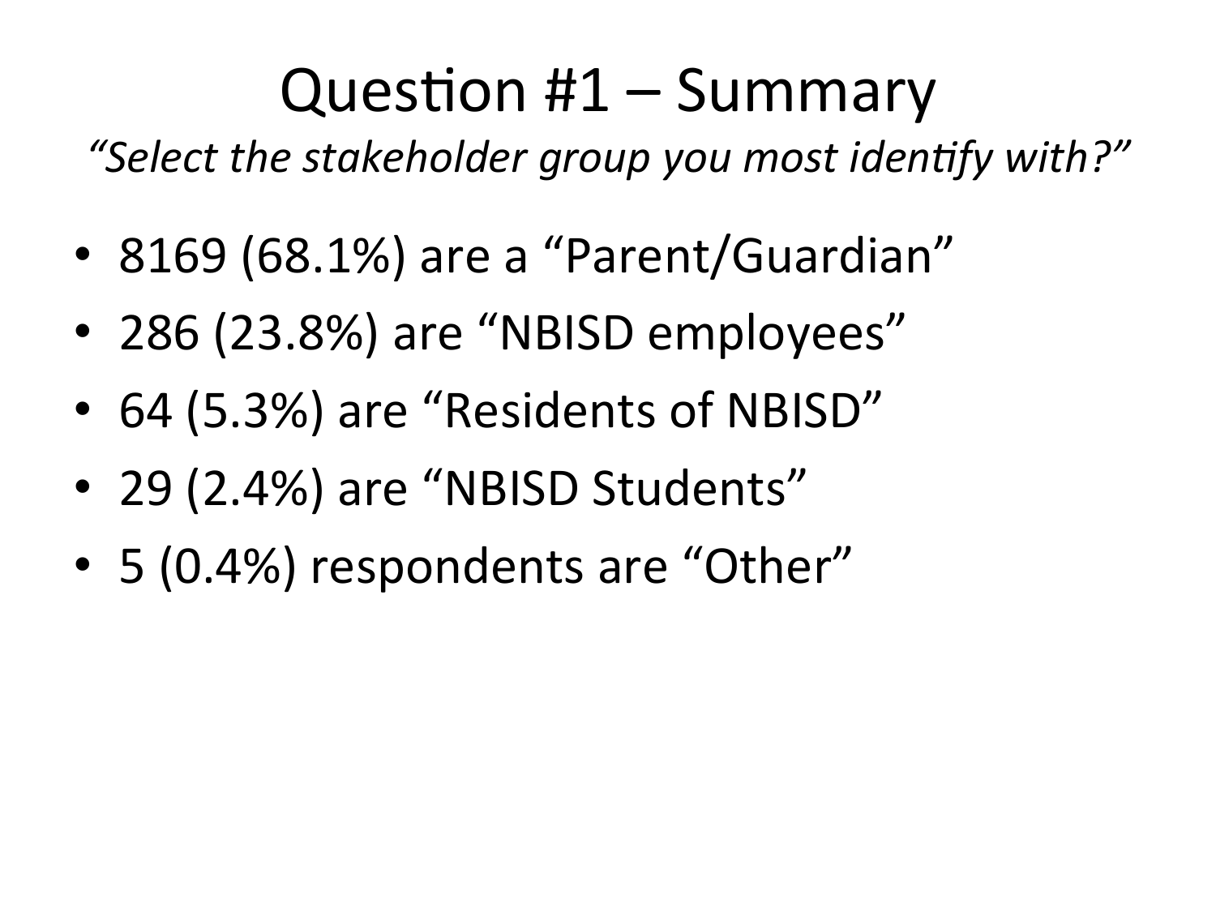# Question #1 – Summary

*"Select the stakeholder group you most identify with?"*

- 8169 (68.1%) are a "Parent/Guardian"
- 286 (23.8%) are "NBISD employees"
- 64 (5.3%) are "Residents of NBISD"
- 29 (2.4%) are "NBISD Students"
- 5 (0.4%) respondents are "Other"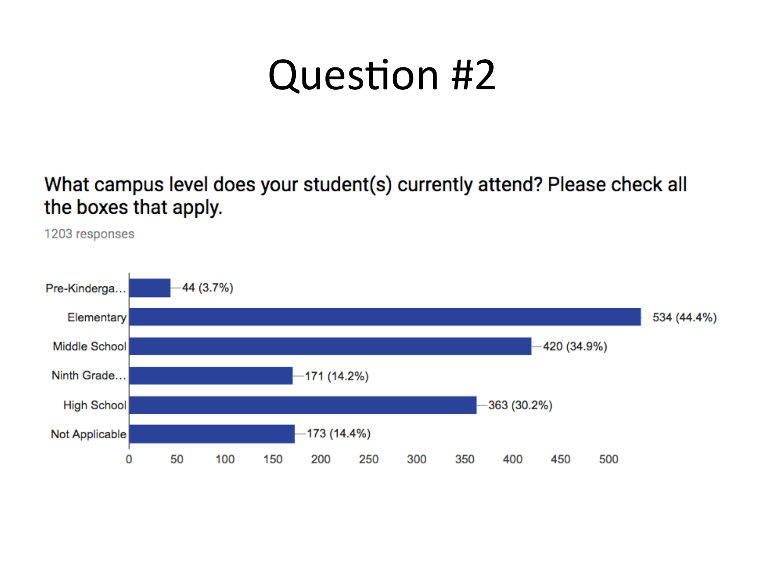# Question #2

## What campus level does your student(s) currently attend? Please check all the boxes that apply.

1203 responses

| Campus Level | Responses |
|---|---|
| Pre-Kinderga… | 44 (3.7%) |
| Elementary | 534 (44.4%) |
| Middle School | 420 (34.9%) |
| Ninth Grade… | 171 (14.2%) |
| High School | 363 (30.2%) |
| Not Applicable | 173 (14.4%) |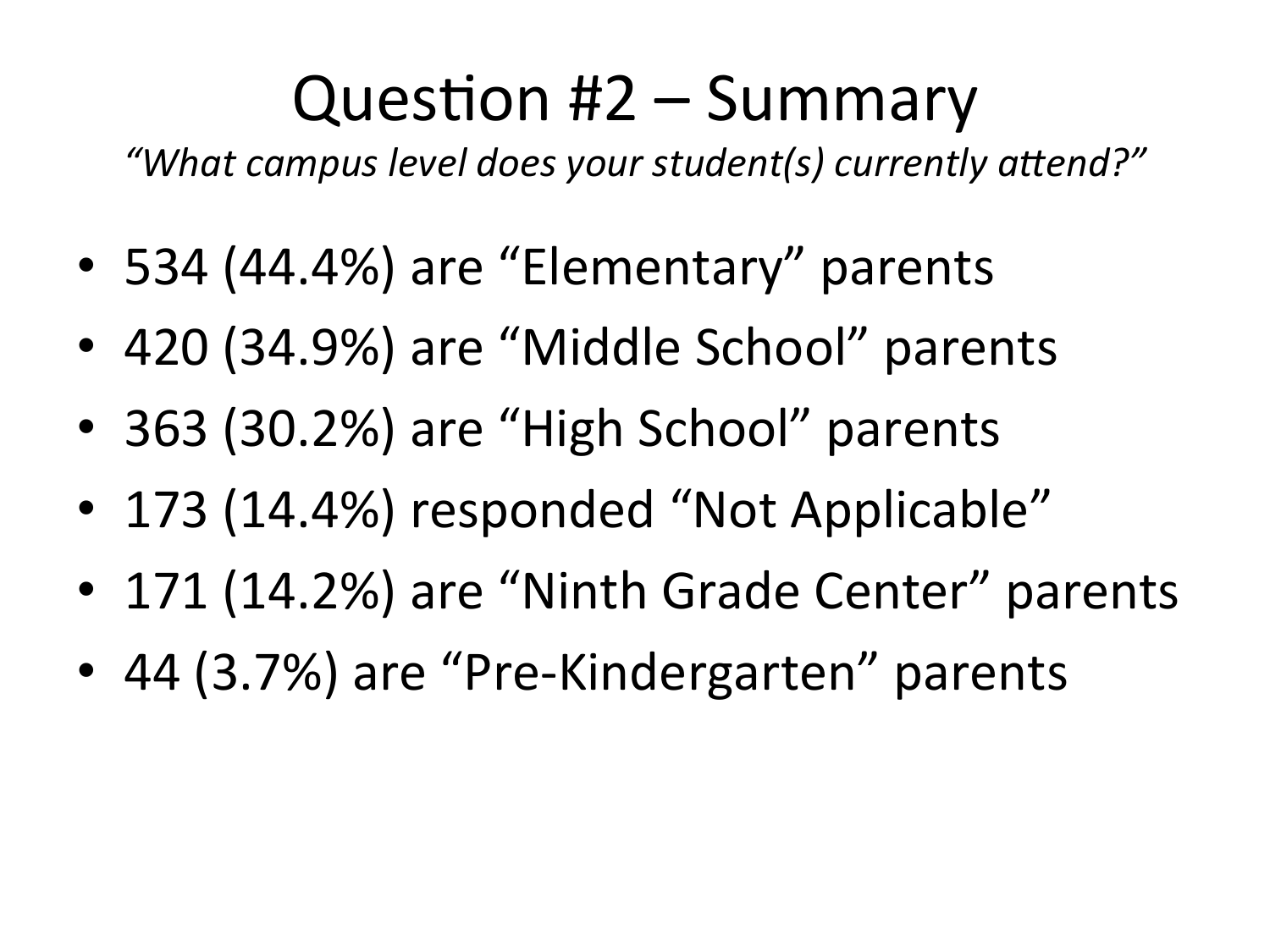# Question #2 – Summary

*"What campus level does your student(s) currently attend?"*

- 534 (44.4%) are "Elementary" parents
- 420 (34.9%) are "Middle School" parents
- 363 (30.2%) are "High School" parents
- 173 (14.4%) responded "Not Applicable"
- 171 (14.2%) are "Ninth Grade Center" parents
- 44 (3.7%) are "Pre-Kindergarten" parents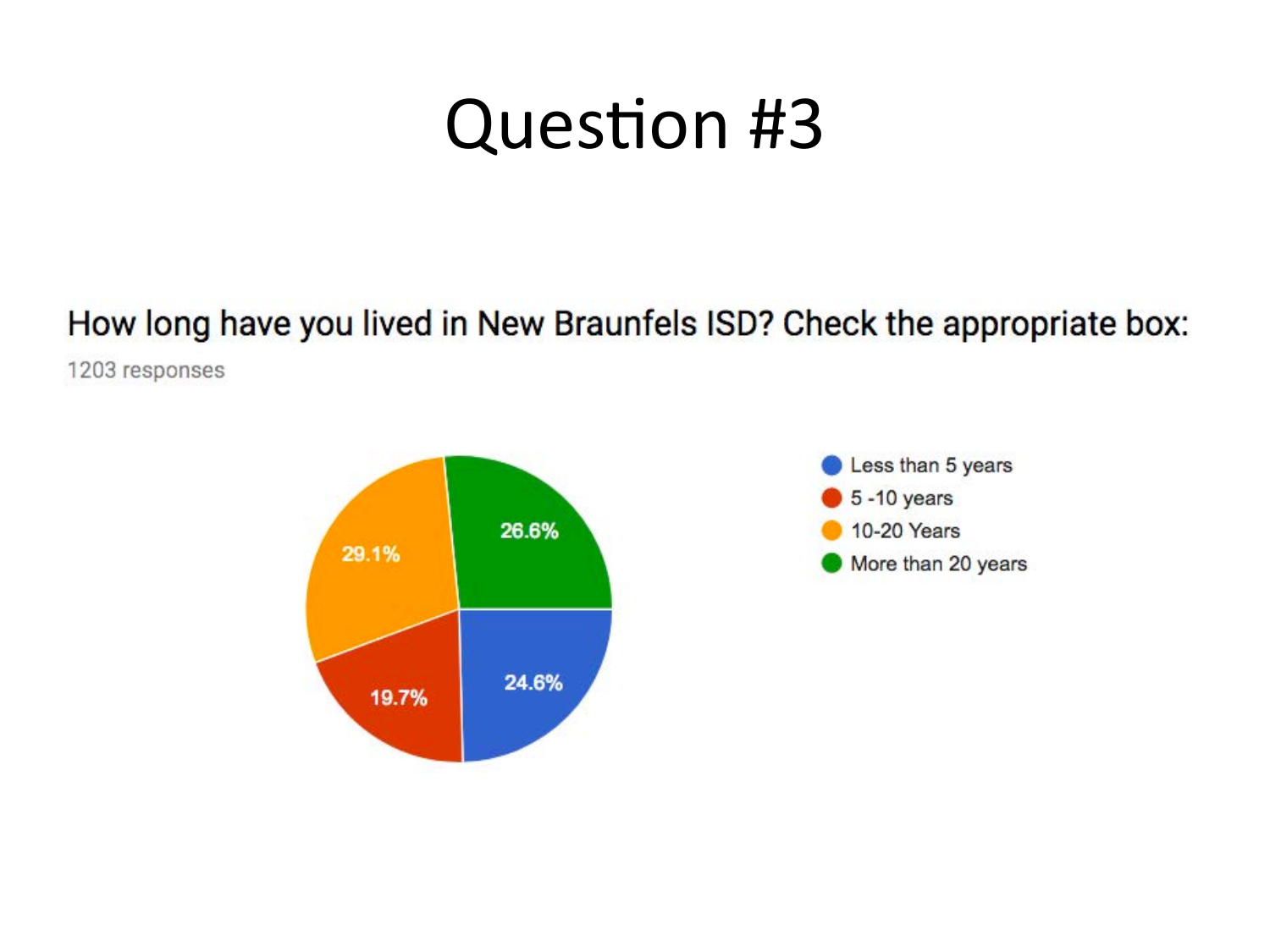# Question #3

How long have you lived in New Braunfels ISD? Check the appropriate box:

1203 responses

| Response | Percentage |
| --- | --- |
| Less than 5 years | 24.6% |
| 5 -10 years | 19.7% |
| 10-20 Years | 29.1% |
| More than 20 years | 26.6% |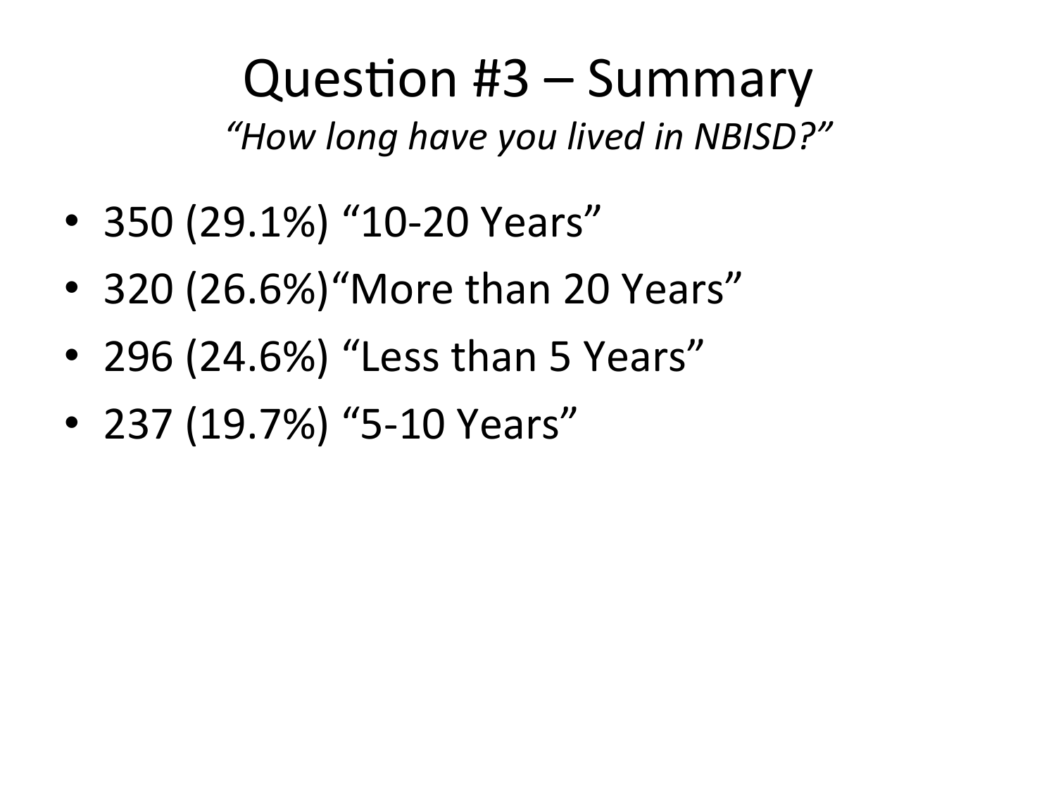# Question #3 – Summary

*"How long have you lived in NBISD?"*

- 350 (29.1%) "10-20 Years"
- 320 (26.6%)"More than 20 Years"
- 296 (24.6%) "Less than 5 Years"
- 237 (19.7%) "5-10 Years"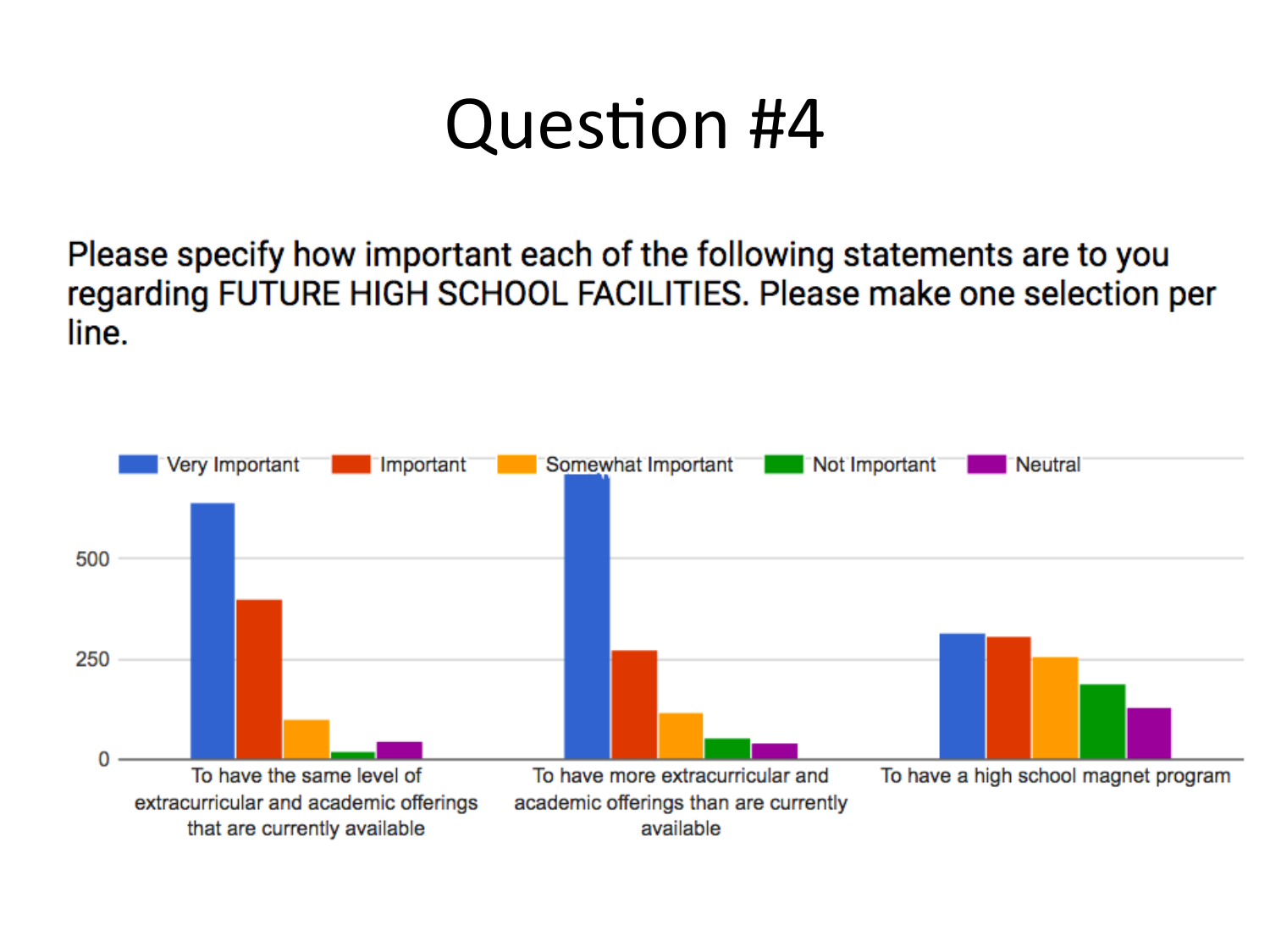# Question #4

Please specify how important each of the following statements are to you regarding FUTURE HIGH SCHOOL FACILITIES. Please make one selection per line.

Very Important | Important | Somewhat Important | Not Important | Neutral

500

250

0

To have the same level of extracurricular and academic offerings that are currently available

To have more extracurricular and academic offerings than are currently available

To have a high school magnet program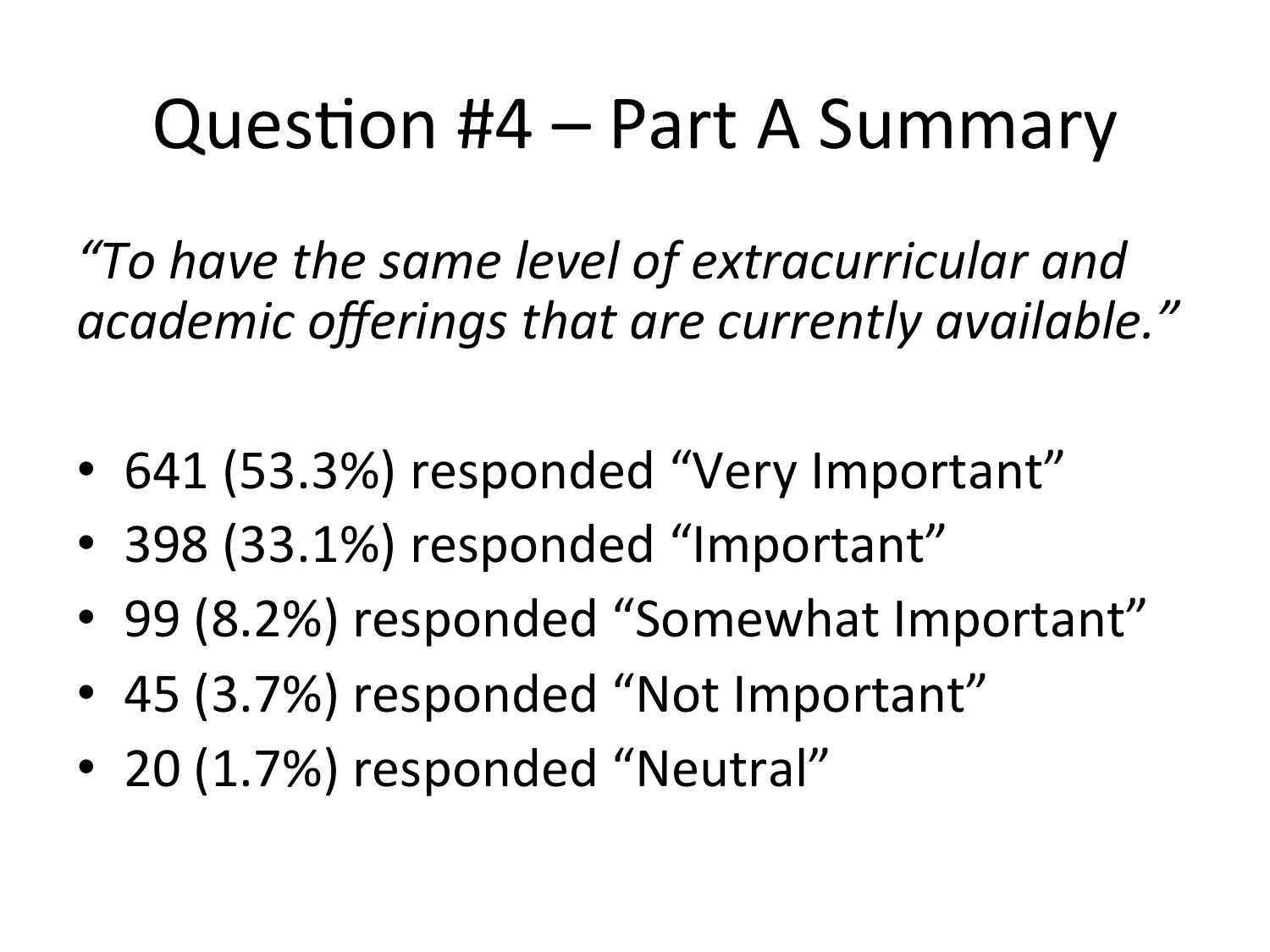# Question #4 – Part A Summary

*"To have the same level of extracurricular and academic offerings that are currently available."*

- 641 (53.3%) responded "Very Important"
- 398 (33.1%) responded "Important"
- 99 (8.2%) responded "Somewhat Important"
- 45 (3.7%) responded "Not Important"
- 20 (1.7%) responded "Neutral"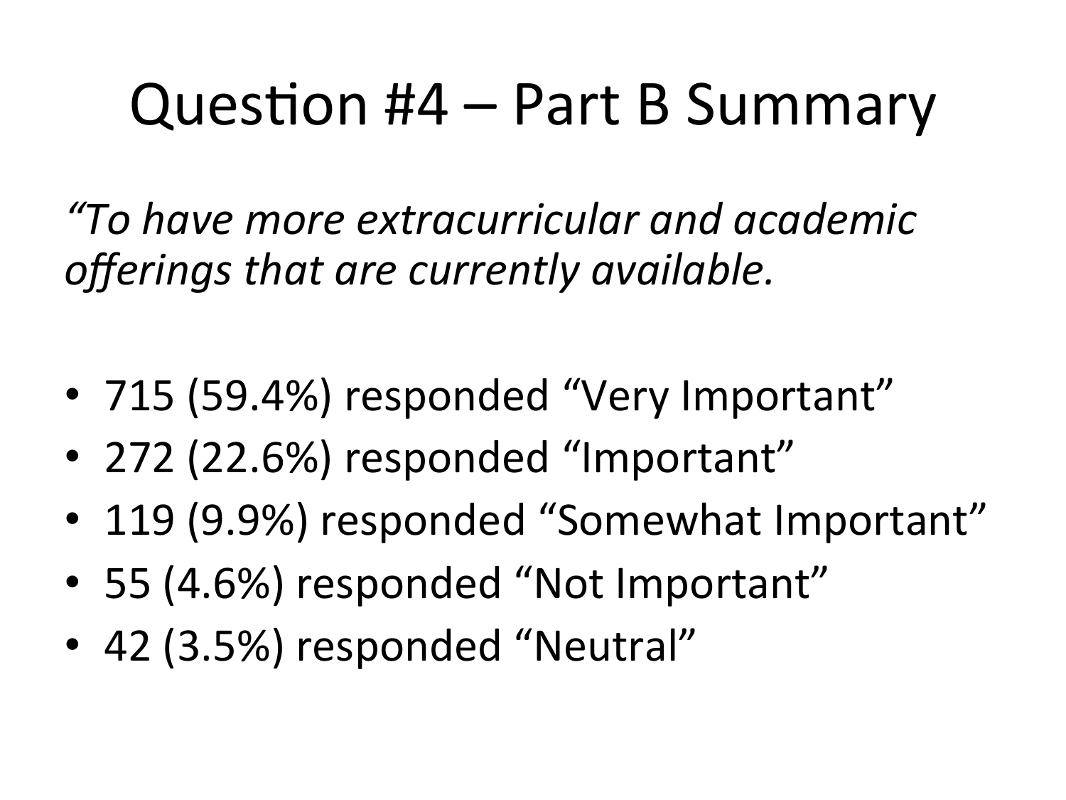# Question #4 – Part B Summary

*"To have more extracurricular and academic offerings that are currently available.*

- 715 (59.4%) responded "Very Important"
- 272 (22.6%) responded "Important"
- 119 (9.9%) responded "Somewhat Important"
- 55 (4.6%) responded "Not Important"
- 42 (3.5%) responded "Neutral"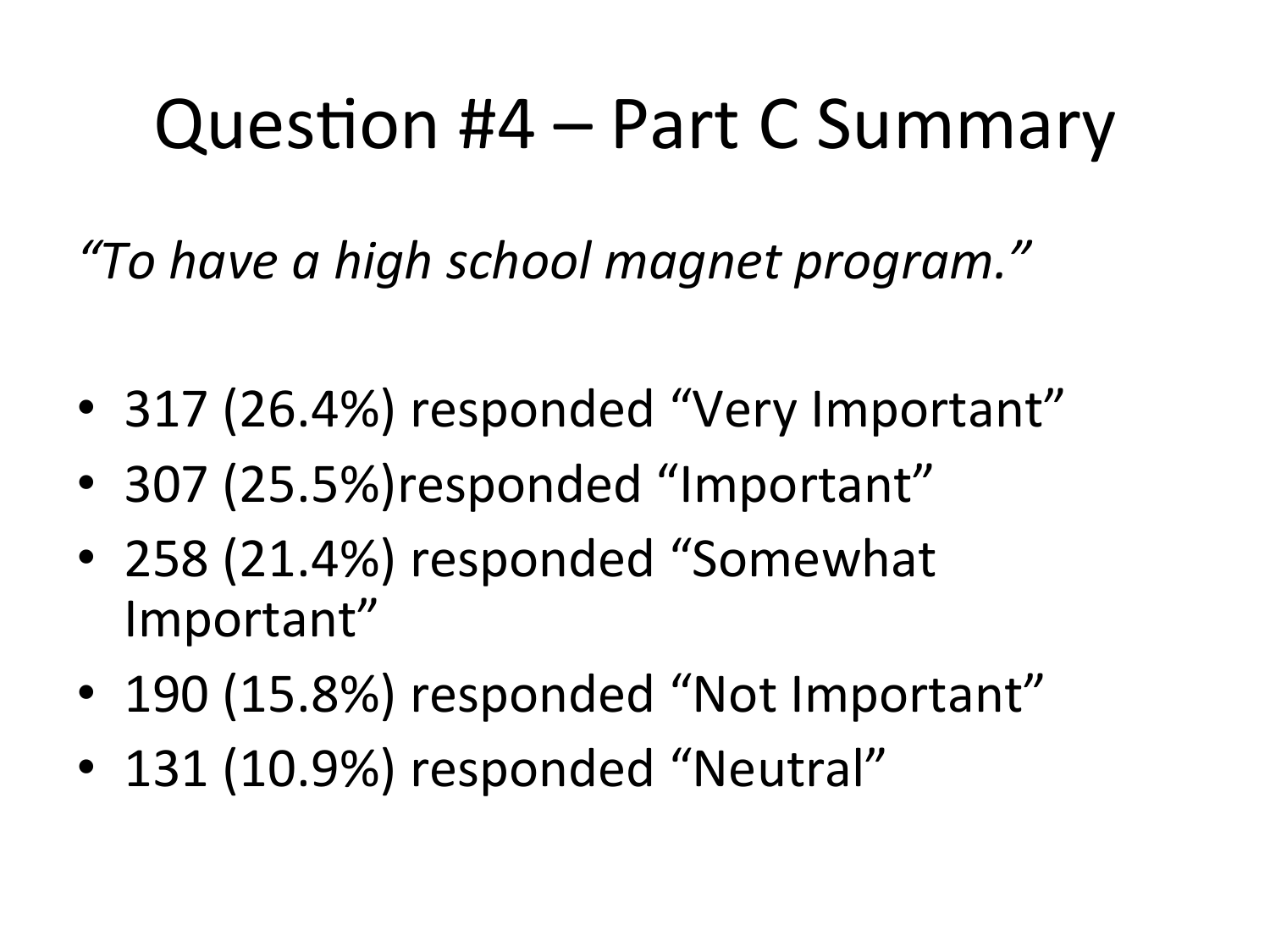# Question #4 – Part C Summary

*"To have a high school magnet program."*

- 317 (26.4%) responded "Very Important"
- 307 (25.5%)responded "Important"
- 258 (21.4%) responded "Somewhat Important"
- 190 (15.8%) responded "Not Important"
- 131 (10.9%) responded "Neutral"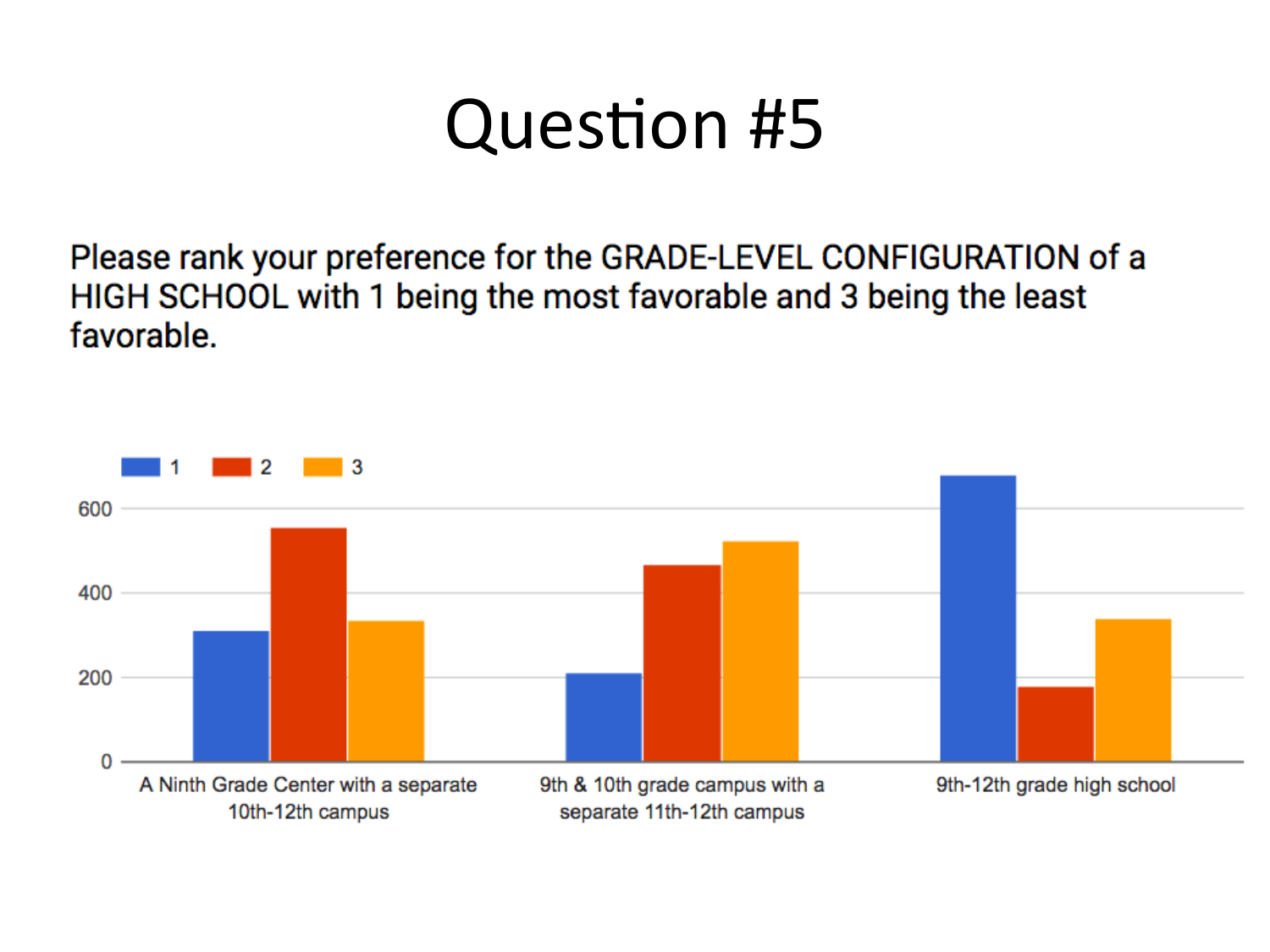# Question #5

Please rank your preference for the GRADE-LEVEL CONFIGURATION of a HIGH SCHOOL with 1 being the most favorable and 3 being the least favorable.

1 2 3

600

400

200

0

A Ninth Grade Center with a separate 10th-12th campus

9th & 10th grade campus with a separate 11th-12th campus

9th-12th grade high school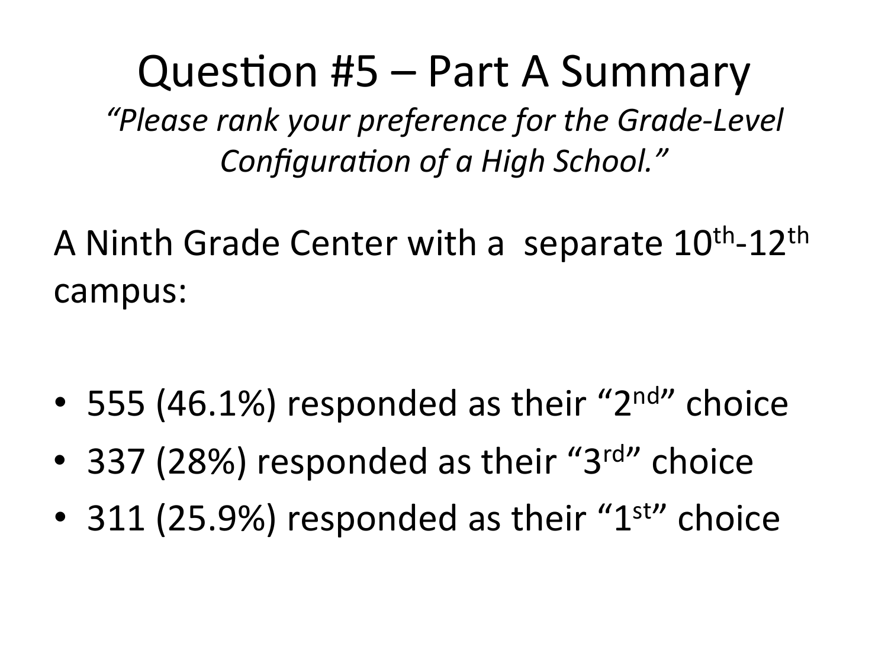# Question #5 – Part A Summary

*"Please rank your preference for the Grade-Level Configuration of a High School."*

A Ninth Grade Center with a separate $10^{th}$-$12^{th}$ campus:

- 555 (46.1%) responded as their "$2^{nd}$" choice
- 337 (28%) responded as their "$3^{rd}$" choice
- 311 (25.9%) responded as their "$1^{st}$" choice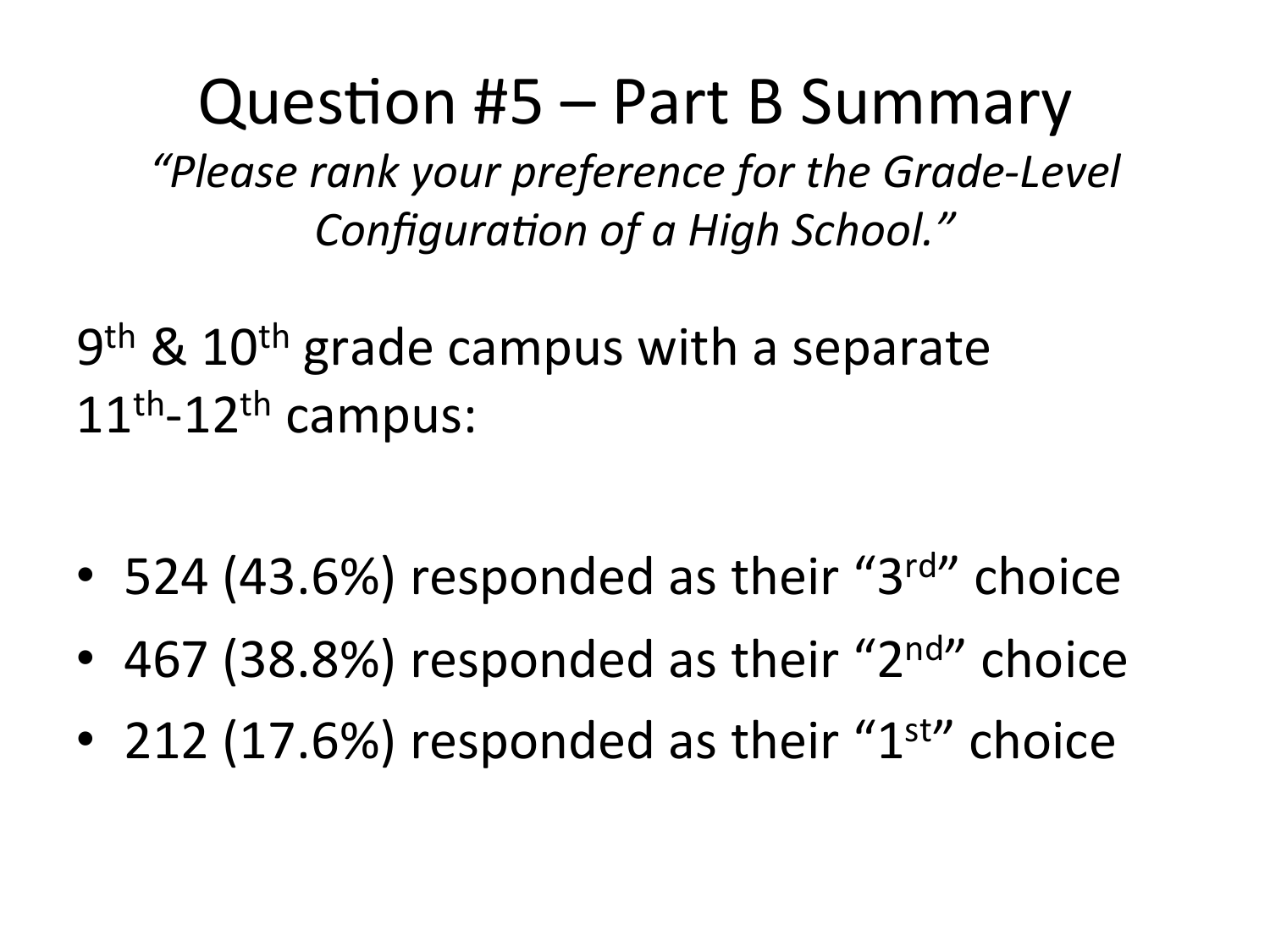# Question #5 – Part B Summary

*"Please rank your preference for the Grade-Level Configuration of a High School."*

9th & 10th grade campus with a separate 11th-12th campus:

- 524 (43.6%) responded as their "3rd" choice
- 467 (38.8%) responded as their "2nd" choice
- 212 (17.6%) responded as their "1st" choice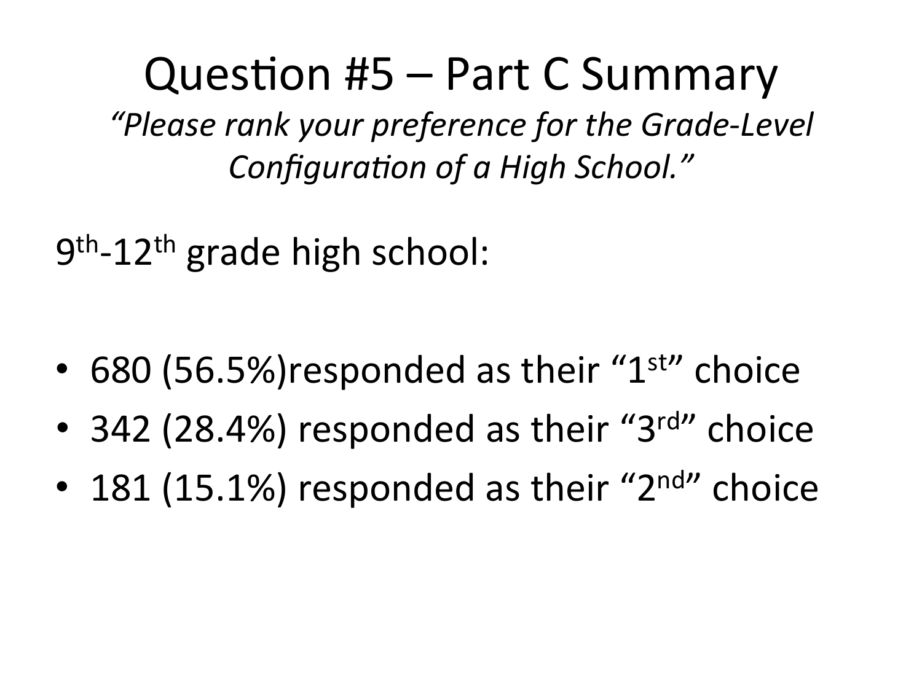# Question #5 – Part C Summary

*"Please rank your preference for the Grade-Level Configuration of a High School."*

$9^{th}$-$12^{th}$ grade high school:

- 680 (56.5%)responded as their "$1^{st}$" choice
- 342 (28.4%) responded as their "$3^{rd}$" choice
- 181 (15.1%) responded as their "$2^{nd}$" choice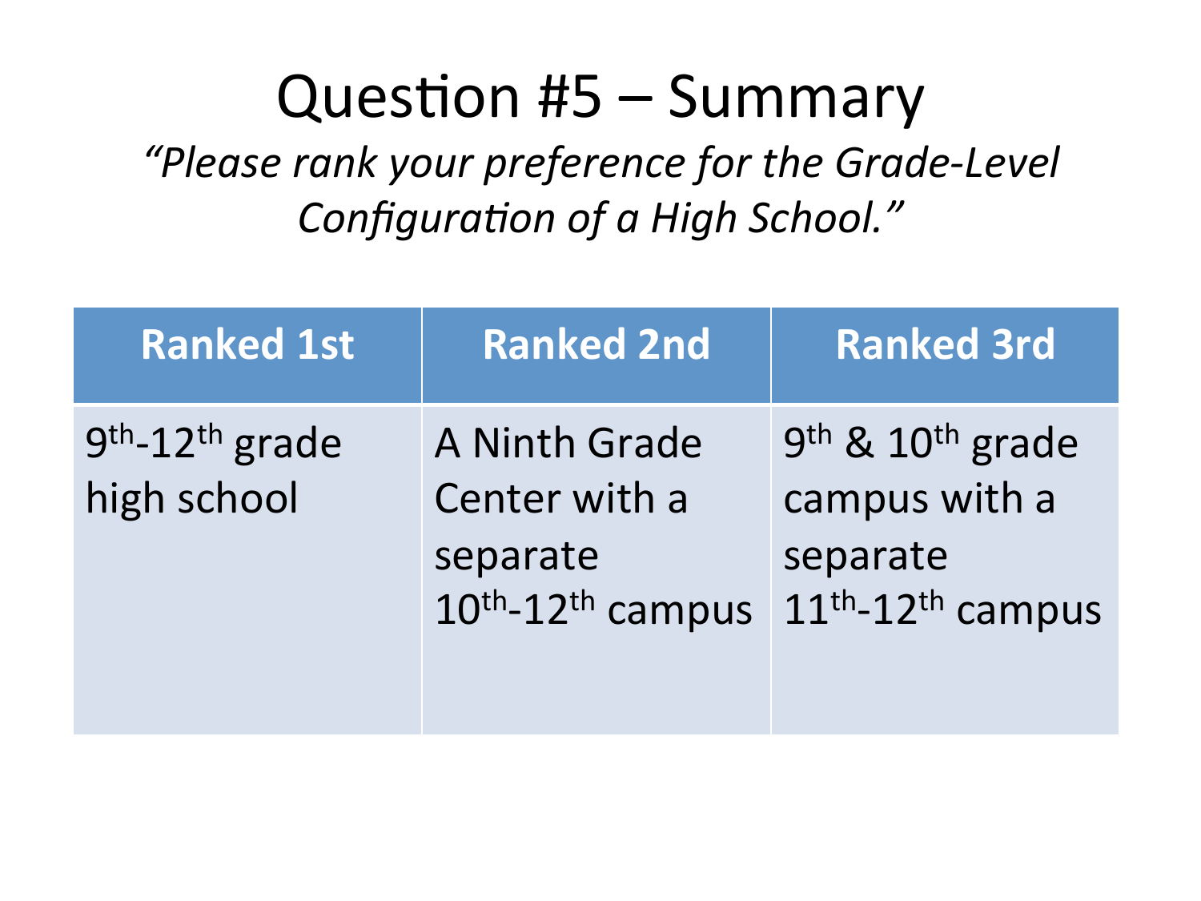# Question #5 – Summary

*"Please rank your preference for the Grade-Level Configuration of a High School."*

| Ranked 1st | Ranked 2nd | Ranked 3rd |
|---|---|---|
| 9th-12th grade high school | A Ninth Grade Center with a separate 10th-12th campus | 9th & 10th grade campus with a separate 11th-12th campus |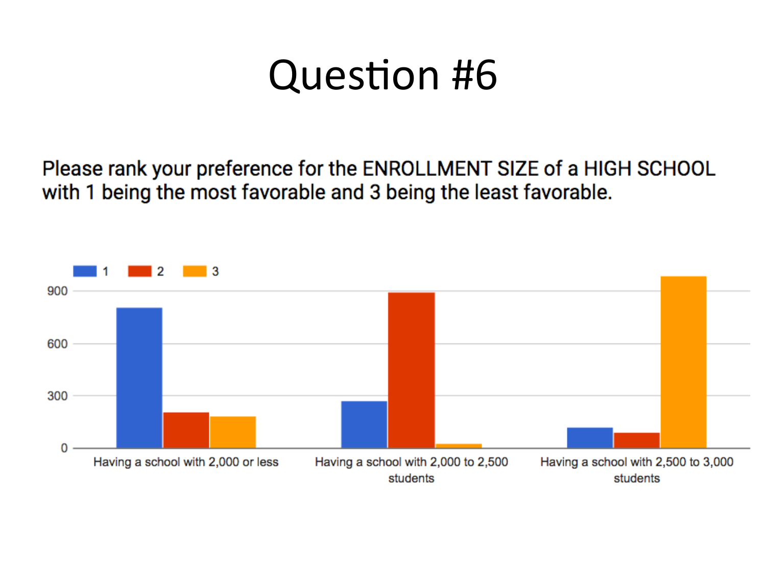# Question #6

Please rank your preference for the ENROLLMENT SIZE of a HIGH SCHOOL with 1 being the most favorable and 3 being the least favorable.

Legend: 1, 2, 3

Y-axis: 0, 300, 600, 900

X-axis categories:

- Having a school with 2,000 or less
- Having a school with 2,000 to 2,500 students
- Having a school with 2,500 to 3,000 students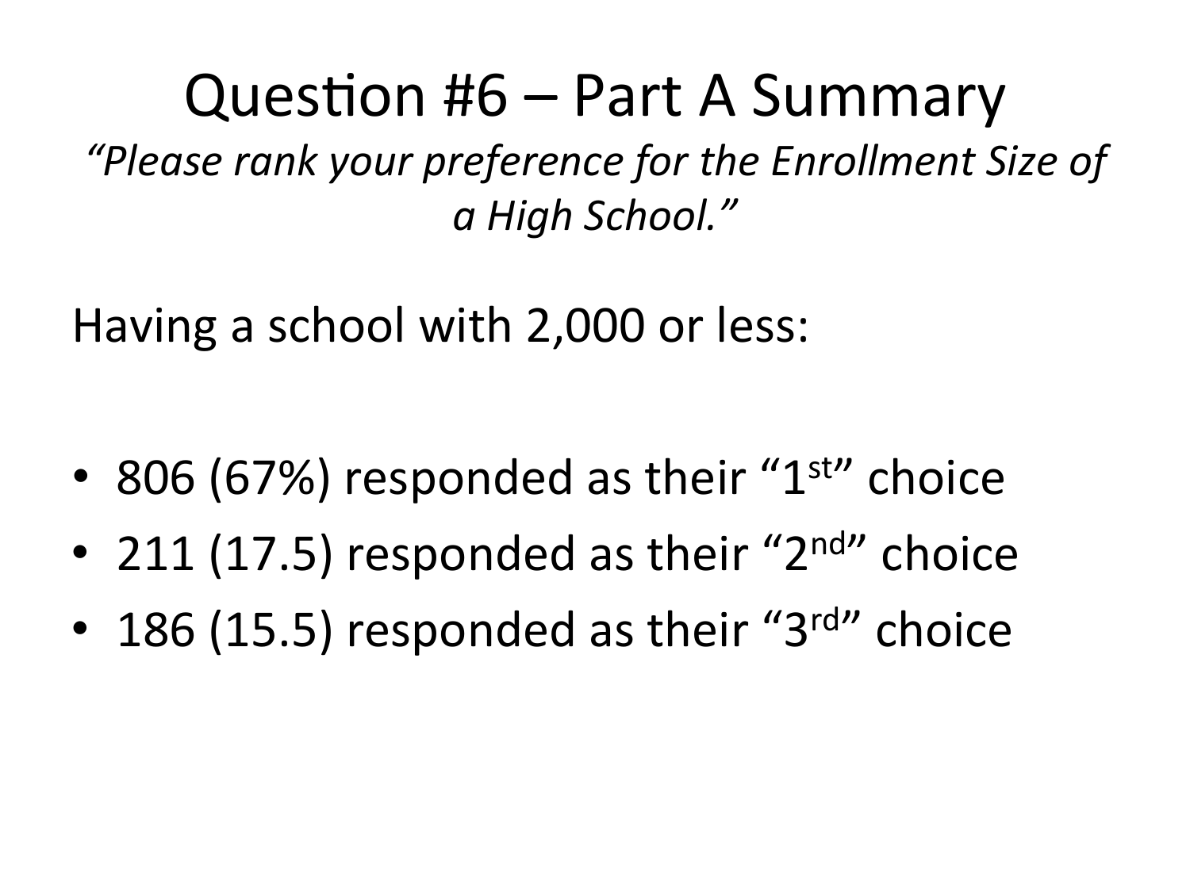# Question #6 – Part A Summary

*"Please rank your preference for the Enrollment Size of a High School."*

Having a school with 2,000 or less:

- 806 (67%) responded as their "1st" choice
- 211 (17.5) responded as their "2nd" choice
- 186 (15.5) responded as their "3rd" choice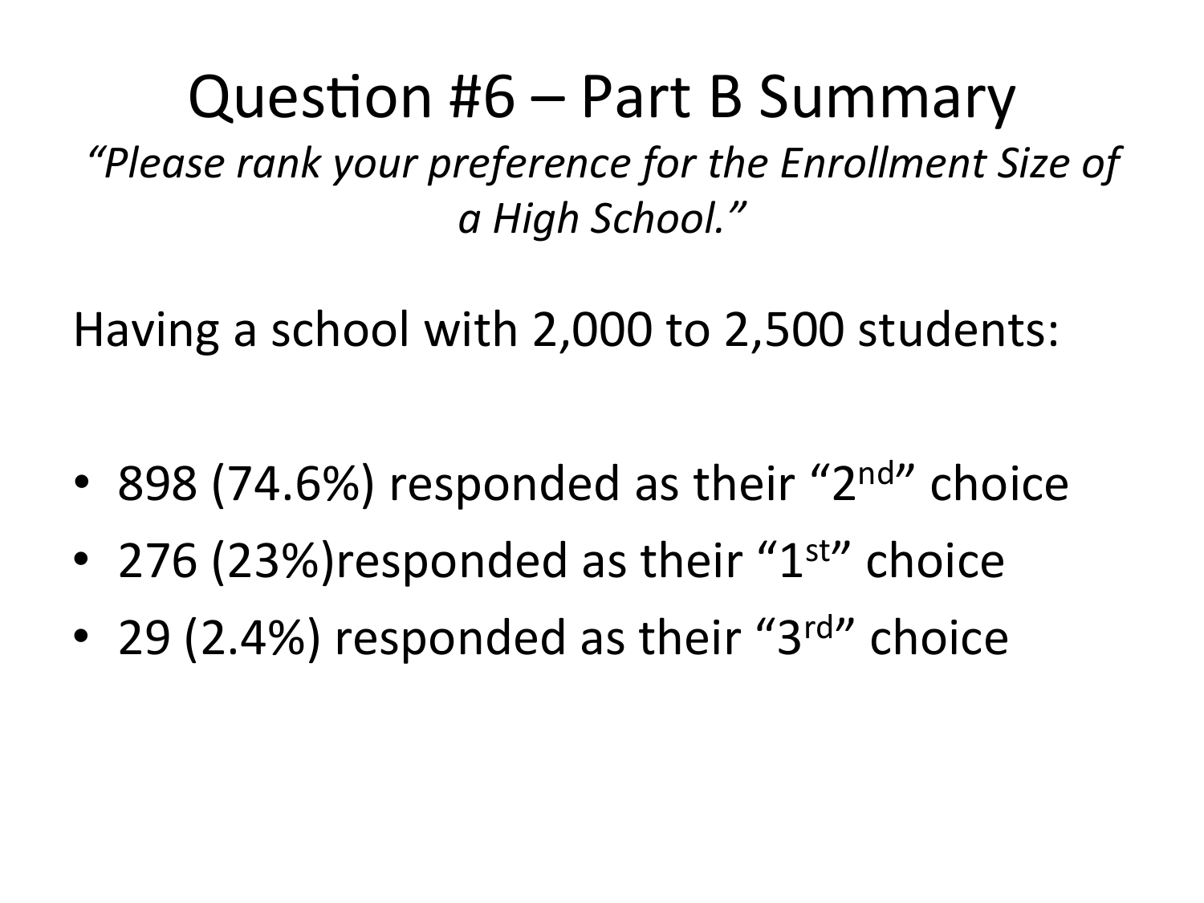# Question #6 – Part B Summary

*"Please rank your preference for the Enrollment Size of a High School."*

Having a school with 2,000 to 2,500 students:

- 898 (74.6%) responded as their "2nd" choice
- 276 (23%)responded as their "1st" choice
- 29 (2.4%) responded as their "3rd" choice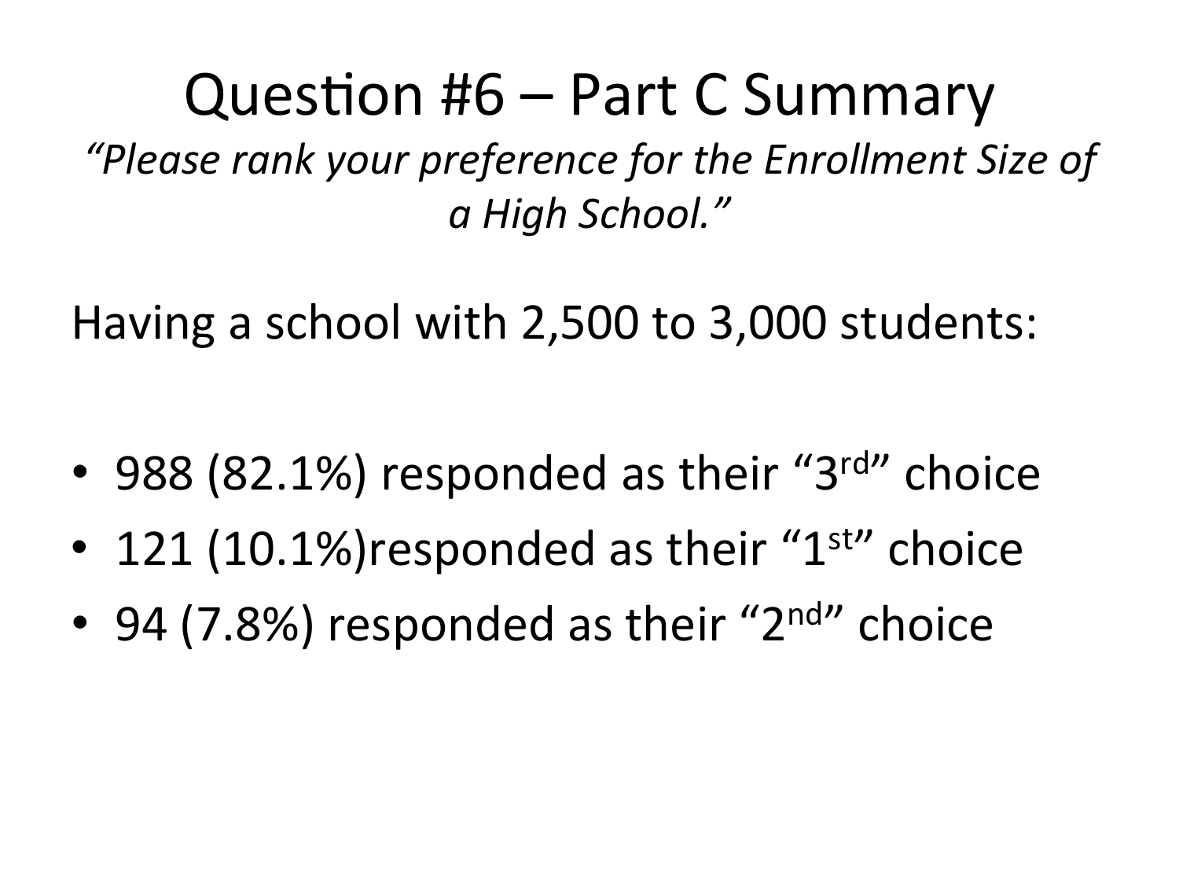# Question #6 – Part C Summary

*"Please rank your preference for the Enrollment Size of a High School."*

Having a school with 2,500 to 3,000 students:

- 988 (82.1%) responded as their "3rd" choice
- 121 (10.1%)responded as their "1st" choice
- 94 (7.8%) responded as their "2nd" choice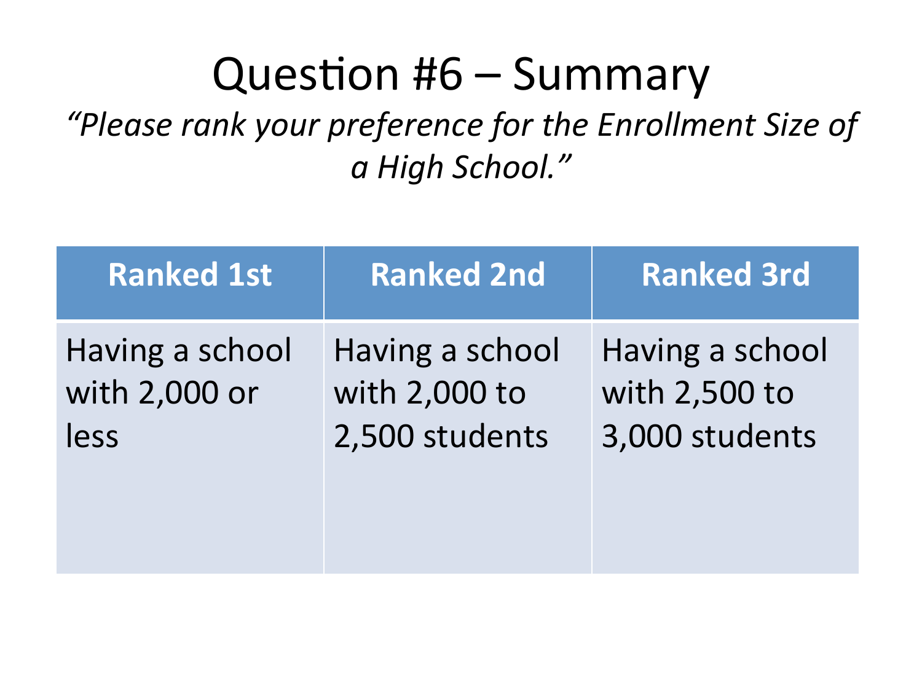# Question #6 – Summary

*"Please rank your preference for the Enrollment Size of a High School."*

| Ranked 1st | Ranked 2nd | Ranked 3rd |
| --- | --- | --- |
| Having a school with 2,000 or less | Having a school with 2,000 to 2,500 students | Having a school with 2,500 to 3,000 students |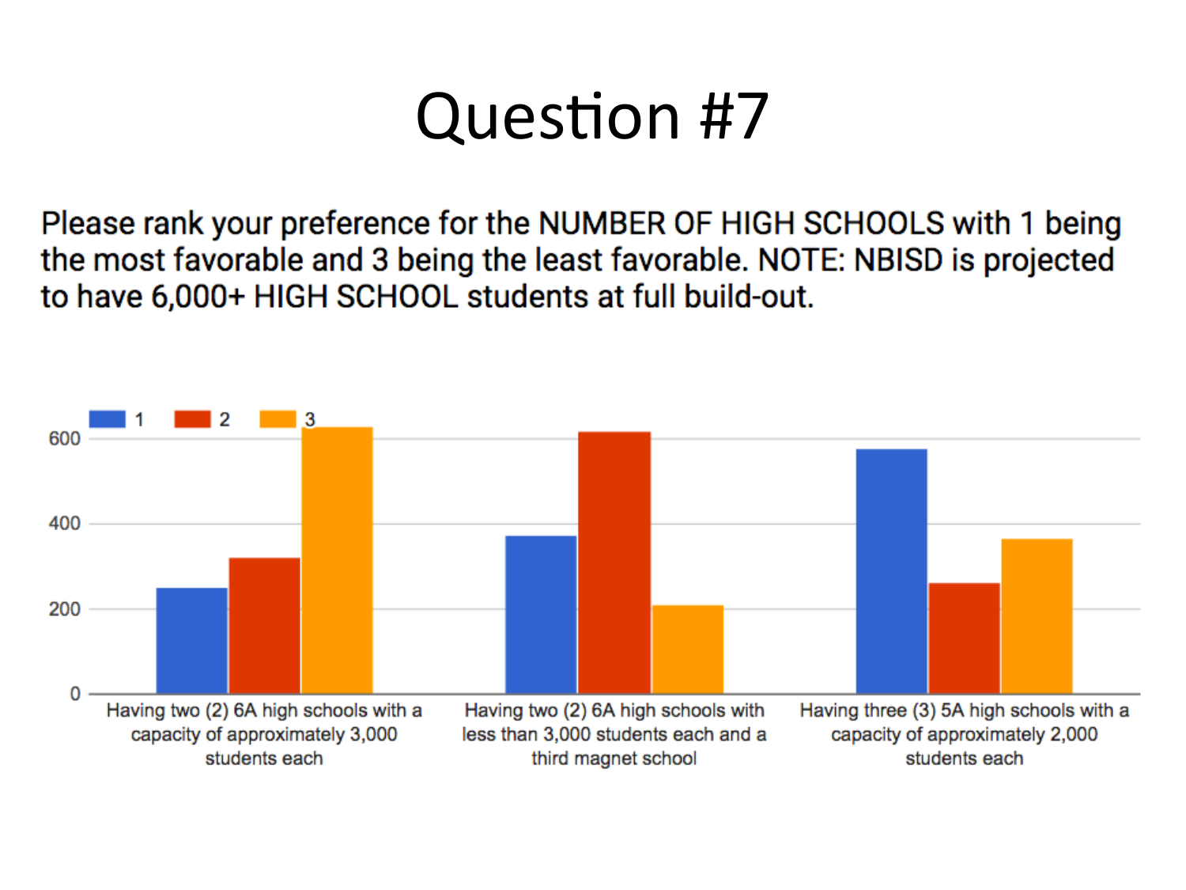# Question #7

Please rank your preference for the NUMBER OF HIGH SCHOOLS with 1 being the most favorable and 3 being the least favorable. NOTE: NBISD is projected to have 6,000+ HIGH SCHOOL students at full build-out.

1 2 3

600

400

200

0

Having two (2) 6A high schools with a capacity of approximately 3,000 students each

Having two (2) 6A high schools with less than 3,000 students each and a third magnet school

Having three (3) 5A high schools with a capacity of approximately 2,000 students each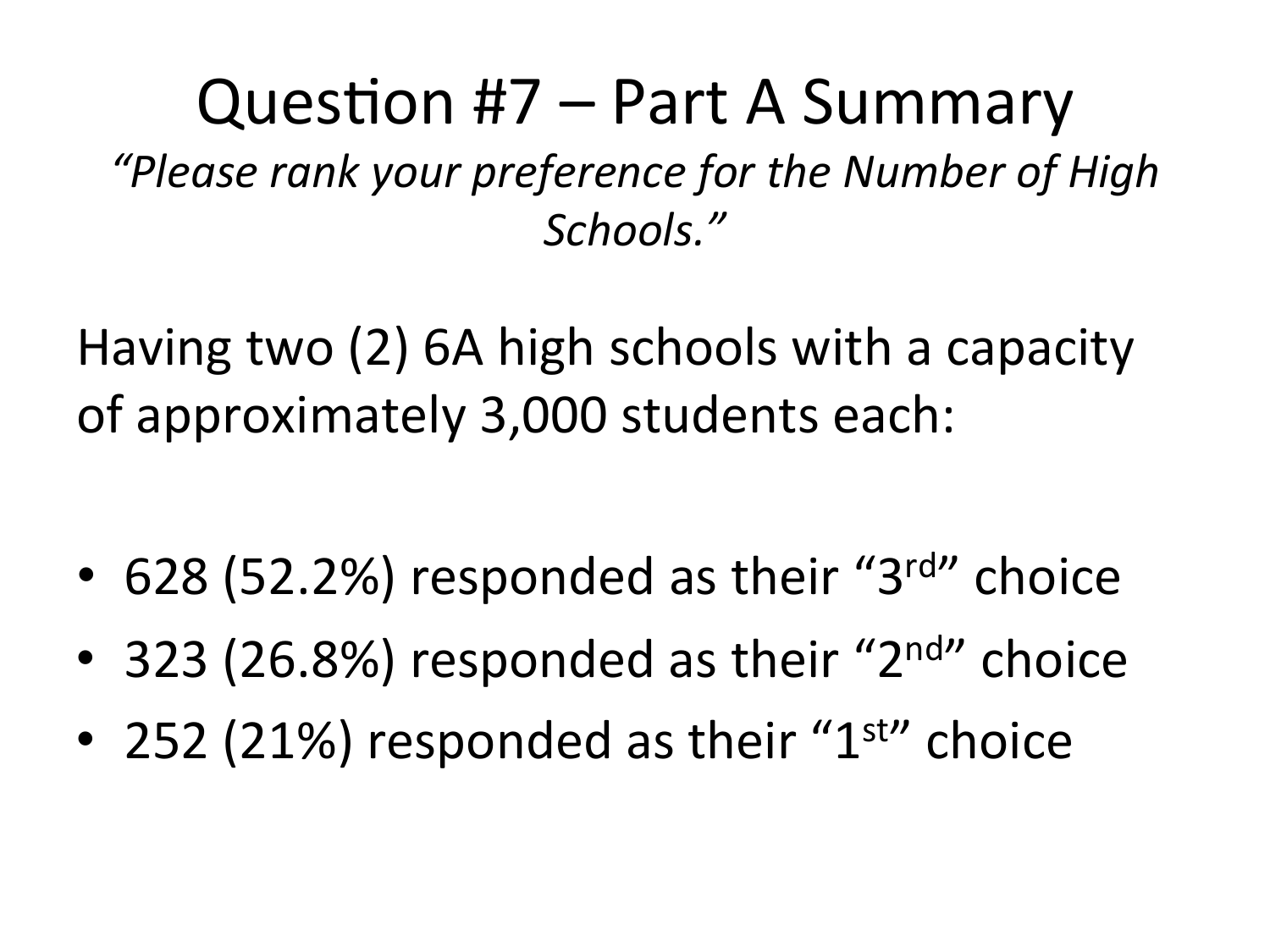# Question #7 – Part A Summary

*"Please rank your preference for the Number of High Schools."*

Having two (2) 6A high schools with a capacity of approximately 3,000 students each:

- 628 (52.2%) responded as their "3rd" choice
- 323 (26.8%) responded as their "2nd" choice
- 252 (21%) responded as their "1st" choice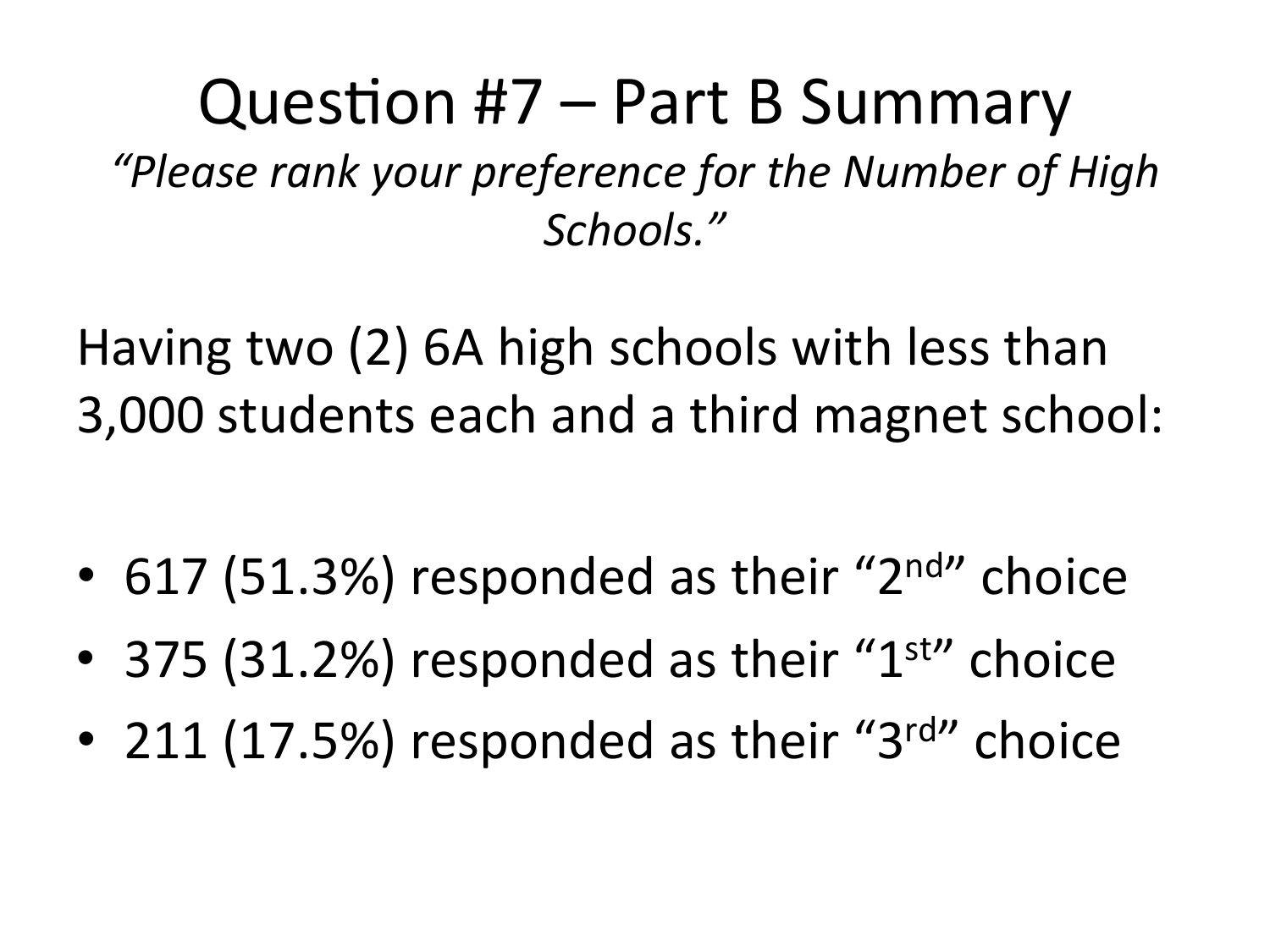# Question #7 – Part B Summary

*"Please rank your preference for the Number of High Schools."*

Having two (2) 6A high schools with less than 3,000 students each and a third magnet school:

- 617 (51.3%) responded as their "2nd" choice
- 375 (31.2%) responded as their "1st" choice
- 211 (17.5%) responded as their "3rd" choice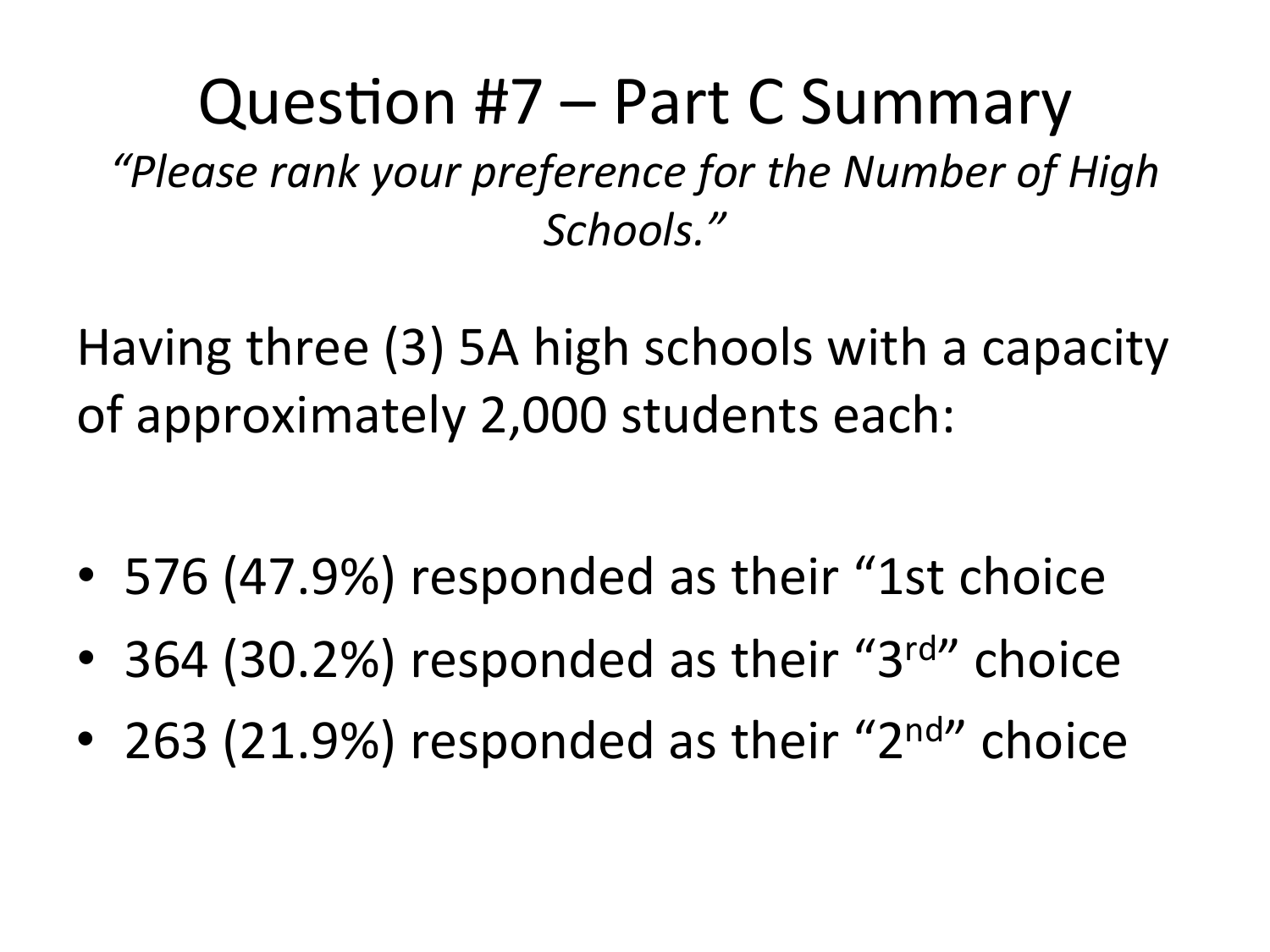# Question #7 – Part C Summary

*"Please rank your preference for the Number of High Schools."*

Having three (3) 5A high schools with a capacity of approximately 2,000 students each:

- 576 (47.9%) responded as their "1st choice
- 364 (30.2%) responded as their "3rd" choice
- 263 (21.9%) responded as their "2nd" choice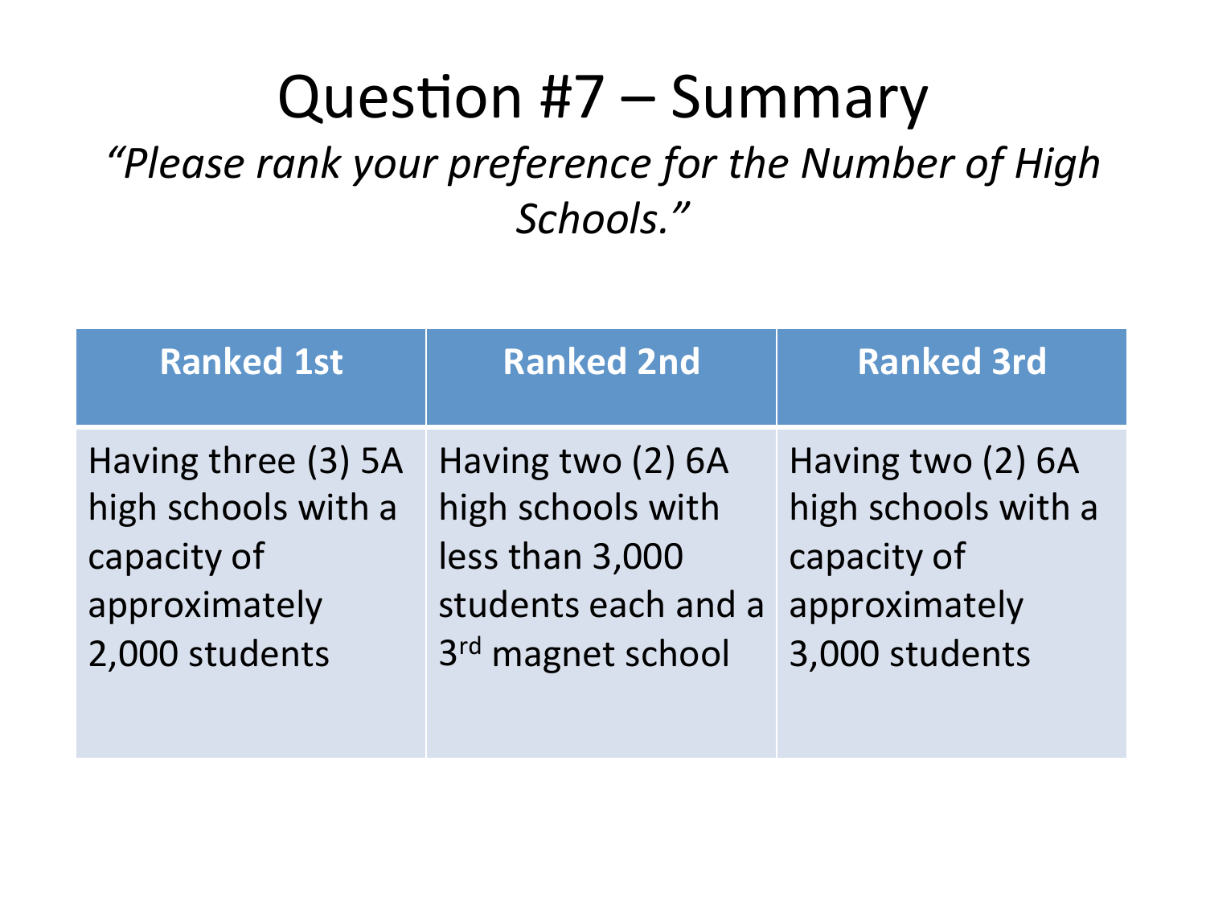# Question #7 – Summary

*"Please rank your preference for the Number of High Schools."*

| Ranked 1st | Ranked 2nd | Ranked 3rd |
| --- | --- | --- |
| Having three (3) 5A high schools with a capacity of approximately 2,000 students | Having two (2) 6A high schools with less than 3,000 students each and a 3rd magnet school | Having two (2) 6A high schools with a capacity of approximately 3,000 students |